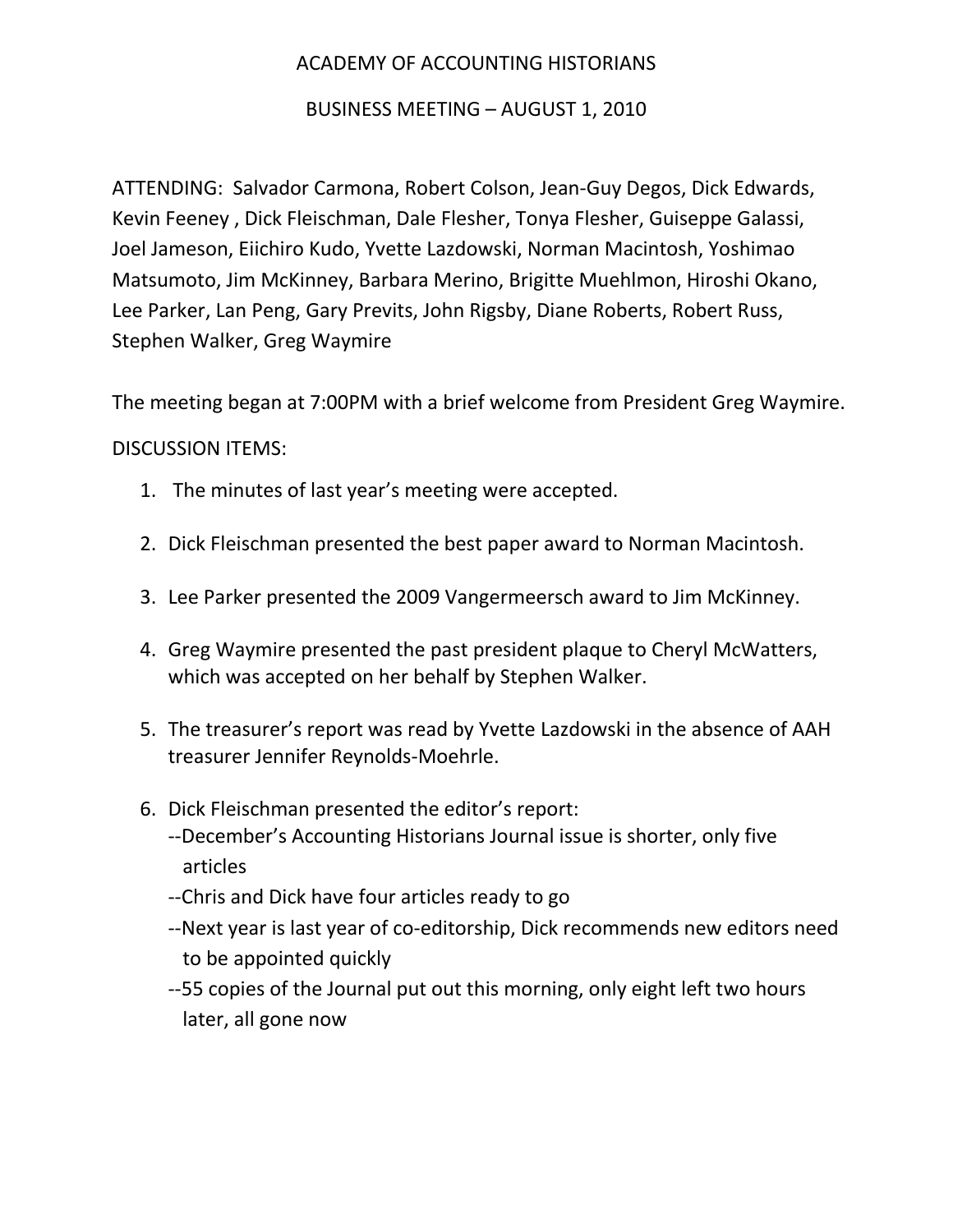# ACADEMY OF ACCOUNTING HISTORIANS

## BUSINESS MEETING – AUGUST 1, 2010

ATTENDING: Salvador Carmona, Robert Colson, Jean-Guy Degos, Dick Edwards, Kevin Feeney , Dick Fleischman, Dale Flesher, Tonya Flesher, Guiseppe Galassi, Joel Jameson, Eiichiro Kudo, Yvette Lazdowski, Norman Macintosh, Yoshimao Matsumoto, Jim McKinney, Barbara Merino, Brigitte Muehlmon, Hiroshi Okano, Lee Parker, Lan Peng, Gary Previts, John Rigsby, Diane Roberts, Robert Russ, Stephen Walker, Greg Waymire

The meeting began at 7:00PM with a brief welcome from President Greg Waymire.

DISCUSSION ITEMS:

1. The minutes of last year's meeting were accepted.
2. Dick Fleischman presented the best paper award to Norman Macintosh.
3. Lee Parker presented the 2009 Vangermeersch award to Jim McKinney.
4. Greg Waymire presented the past president plaque to Cheryl McWatters, which was accepted on her behalf by Stephen Walker.
5. The treasurer's report was read by Yvette Lazdowski in the absence of AAH treasurer Jennifer Reynolds-Moehrle.
6. Dick Fleischman presented the editor's report:
   --December's Accounting Historians Journal issue is shorter, only five articles
   --Chris and Dick have four articles ready to go
   --Next year is last year of co-editorship, Dick recommends new editors need to be appointed quickly
   --55 copies of the Journal put out this morning, only eight left two hours later, all gone now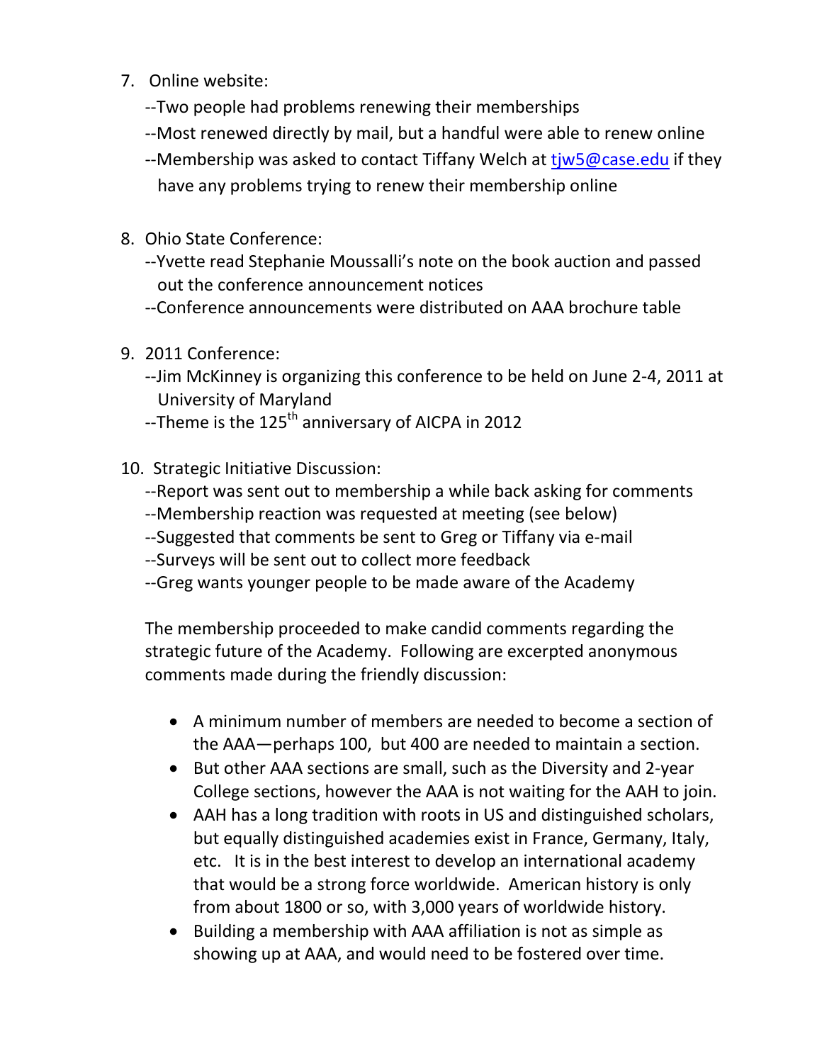7. Online website:

   --Two people had problems renewing their memberships

   --Most renewed directly by mail, but a handful were able to renew online

   --Membership was asked to contact Tiffany Welch at tjw5@case.edu if they have any problems trying to renew their membership online

8. Ohio State Conference:

   --Yvette read Stephanie Moussalli's note on the book auction and passed out the conference announcement notices

   --Conference announcements were distributed on AAA brochure table

9. 2011 Conference:

   --Jim McKinney is organizing this conference to be held on June 2-4, 2011 at University of Maryland

   --Theme is the 125th anniversary of AICPA in 2012

10. Strategic Initiative Discussion:

    --Report was sent out to membership a while back asking for comments

    --Membership reaction was requested at meeting (see below)

    --Suggested that comments be sent to Greg or Tiffany via e-mail

    --Surveys will be sent out to collect more feedback

    --Greg wants younger people to be made aware of the Academy

    The membership proceeded to make candid comments regarding the strategic future of the Academy. Following are excerpted anonymous comments made during the friendly discussion:

    - A minimum number of members are needed to become a section of the AAA—perhaps 100, but 400 are needed to maintain a section.
    - But other AAA sections are small, such as the Diversity and 2-year College sections, however the AAA is not waiting for the AAH to join.
    - AAH has a long tradition with roots in US and distinguished scholars, but equally distinguished academies exist in France, Germany, Italy, etc. It is in the best interest to develop an international academy that would be a strong force worldwide. American history is only from about 1800 or so, with 3,000 years of worldwide history.
    - Building a membership with AAA affiliation is not as simple as showing up at AAA, and would need to be fostered over time.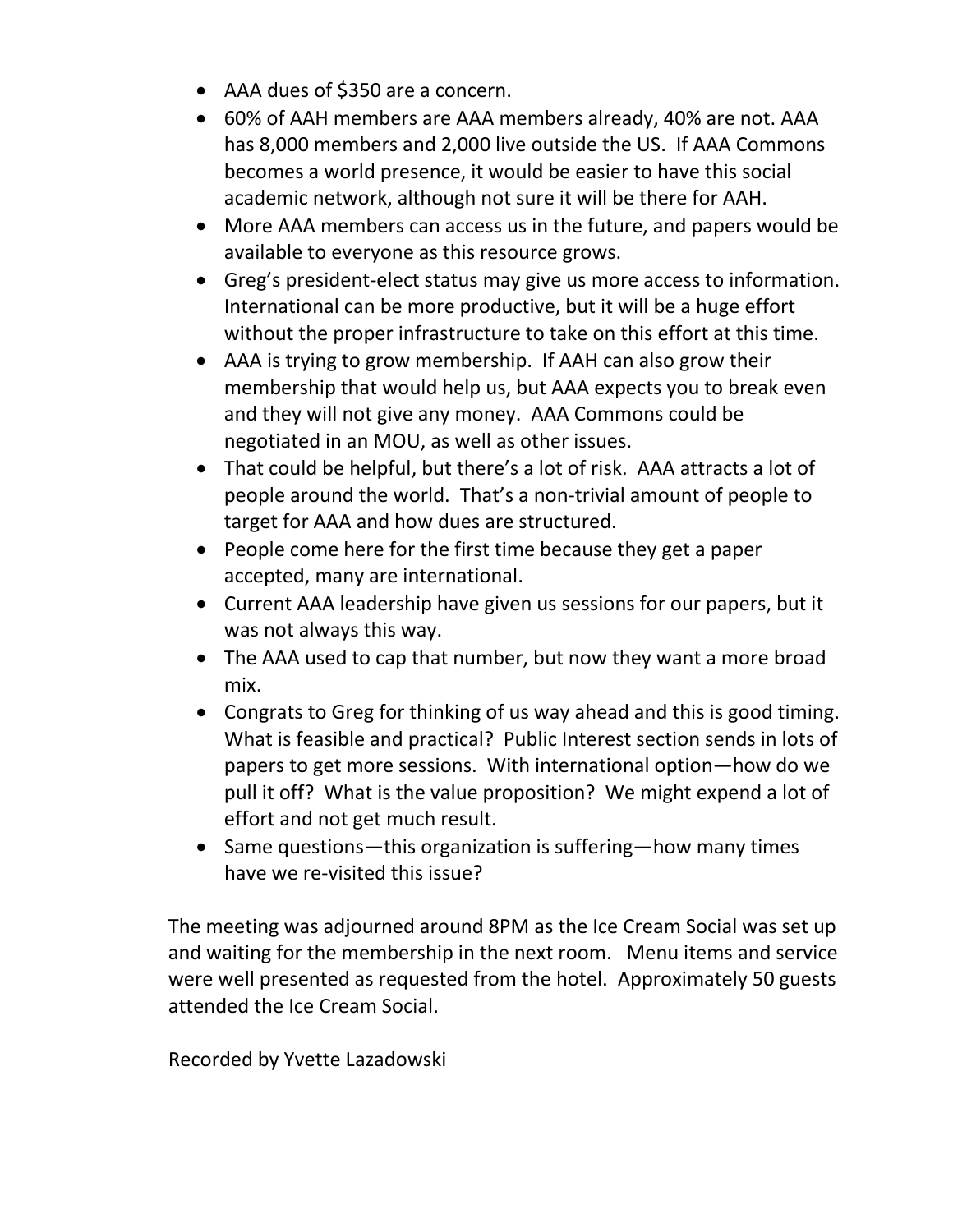- AAA dues of $350 are a concern.
- 60% of AAH members are AAA members already, 40% are not. AAA has 8,000 members and 2,000 live outside the US. If AAA Commons becomes a world presence, it would be easier to have this social academic network, although not sure it will be there for AAH.
- More AAA members can access us in the future, and papers would be available to everyone as this resource grows.
- Greg's president-elect status may give us more access to information. International can be more productive, but it will be a huge effort without the proper infrastructure to take on this effort at this time.
- AAA is trying to grow membership. If AAH can also grow their membership that would help us, but AAA expects you to break even and they will not give any money. AAA Commons could be negotiated in an MOU, as well as other issues.
- That could be helpful, but there's a lot of risk. AAA attracts a lot of people around the world. That's a non-trivial amount of people to target for AAA and how dues are structured.
- People come here for the first time because they get a paper accepted, many are international.
- Current AAA leadership have given us sessions for our papers, but it was not always this way.
- The AAA used to cap that number, but now they want a more broad mix.
- Congrats to Greg for thinking of us way ahead and this is good timing. What is feasible and practical? Public Interest section sends in lots of papers to get more sessions. With international option—how do we pull it off? What is the value proposition? We might expend a lot of effort and not get much result.
- Same questions—this organization is suffering—how many times have we re-visited this issue?

The meeting was adjourned around 8PM as the Ice Cream Social was set up and waiting for the membership in the next room. Menu items and service were well presented as requested from the hotel. Approximately 50 guests attended the Ice Cream Social.

Recorded by Yvette Lazadowski